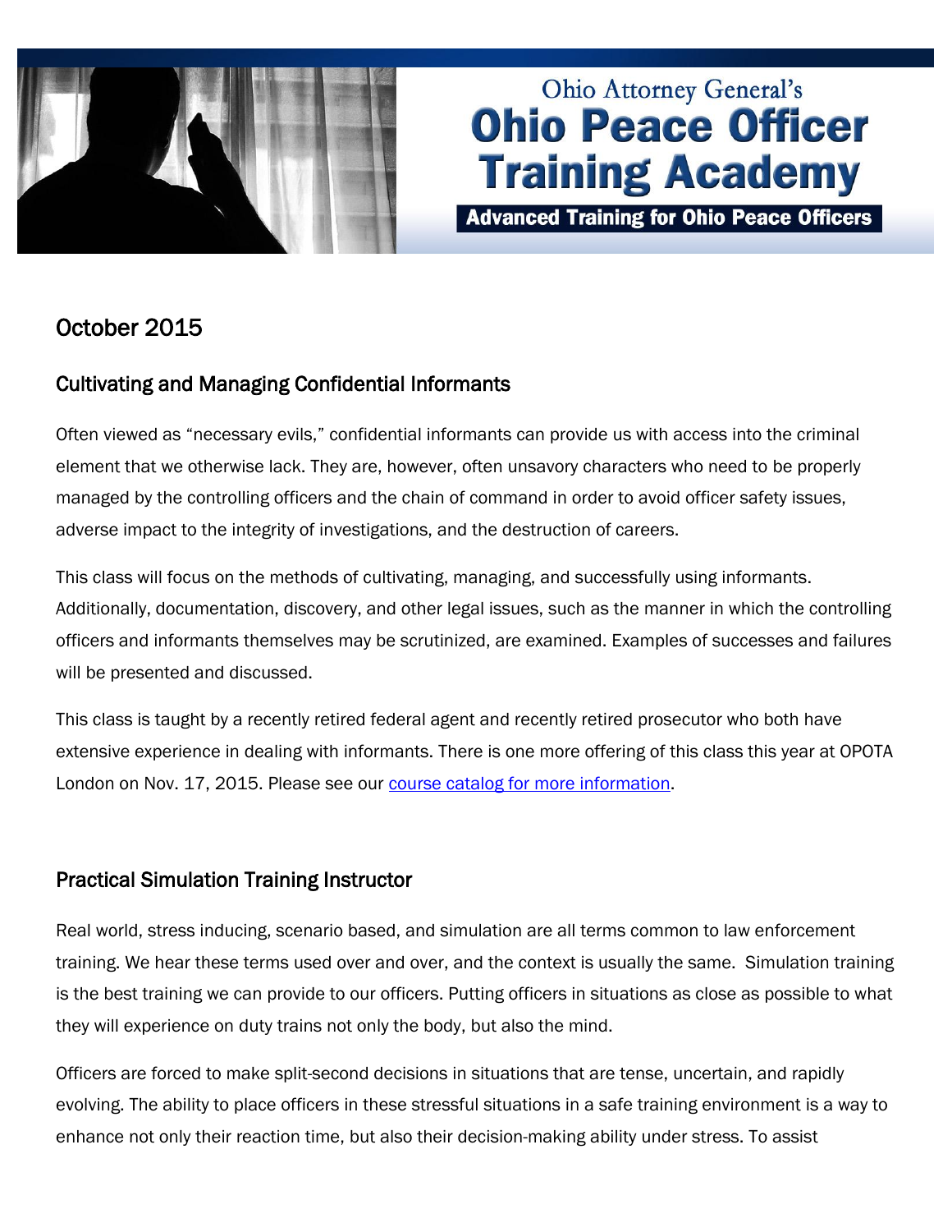Ohio Attorney General's

# Ohio Peace Officer Training Academy

**Advanced Training for Ohio Peace Officers**

## October 2015

### Cultivating and Managing Confidential Informants

Often viewed as "necessary evils," confidential informants can provide us with access into the criminal element that we otherwise lack. They are, however, often unsavory characters who need to be properly managed by the controlling officers and the chain of command in order to avoid officer safety issues, adverse impact to the integrity of investigations, and the destruction of careers.

This class will focus on the methods of cultivating, managing, and successfully using informants. Additionally, documentation, discovery, and other legal issues, such as the manner in which the controlling officers and informants themselves may be scrutinized, are examined. Examples of successes and failures will be presented and discussed.

This class is taught by a recently retired federal agent and recently retired prosecutor who both have extensive experience in dealing with informants. There is one more offering of this class this year at OPOTA London on Nov. 17, 2015. Please see our course catalog for more information.

### Practical Simulation Training Instructor

Real world, stress inducing, scenario based, and simulation are all terms common to law enforcement training. We hear these terms used over and over, and the context is usually the same. Simulation training is the best training we can provide to our officers. Putting officers in situations as close as possible to what they will experience on duty trains not only the body, but also the mind.

Officers are forced to make split-second decisions in situations that are tense, uncertain, and rapidly evolving. The ability to place officers in these stressful situations in a safe training environment is a way to enhance not only their reaction time, but also their decision-making ability under stress. To assist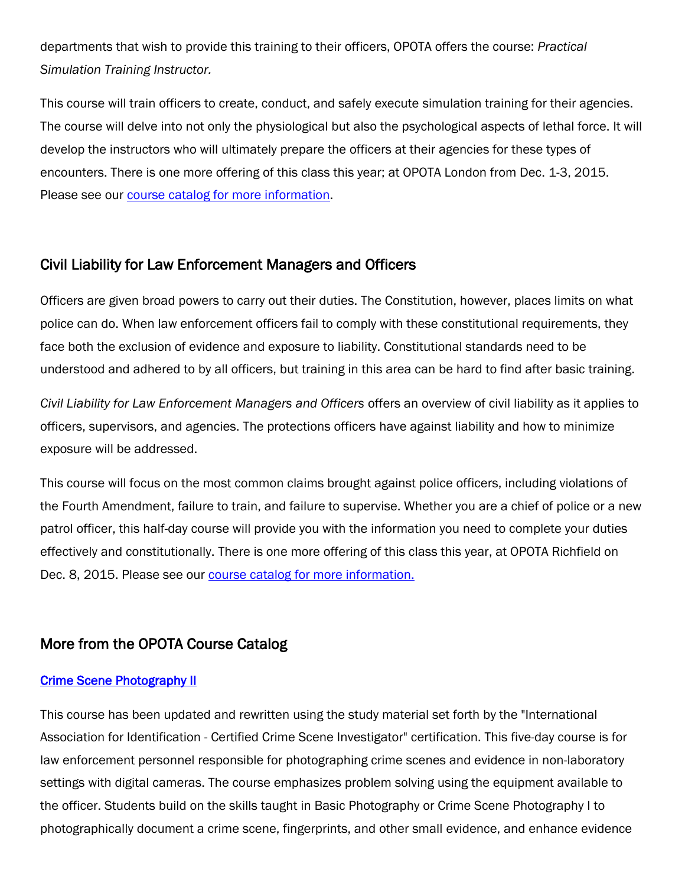departments that wish to provide this training to their officers, OPOTA offers the course: *Practical Simulation Training Instructor.*

This course will train officers to create, conduct, and safely execute simulation training for their agencies. The course will delve into not only the physiological but also the psychological aspects of lethal force. It will develop the instructors who will ultimately prepare the officers at their agencies for these types of encounters. There is one more offering of this class this year; at OPOTA London from Dec. 1-3, 2015. Please see our [course catalog for more information](#).

## Civil Liability for Law Enforcement Managers and Officers

Officers are given broad powers to carry out their duties. The Constitution, however, places limits on what police can do. When law enforcement officers fail to comply with these constitutional requirements, they face both the exclusion of evidence and exposure to liability. Constitutional standards need to be understood and adhered to by all officers, but training in this area can be hard to find after basic training.

*Civil Liability for Law Enforcement Managers and Officers* offers an overview of civil liability as it applies to officers, supervisors, and agencies. The protections officers have against liability and how to minimize exposure will be addressed.

This course will focus on the most common claims brought against police officers, including violations of the Fourth Amendment, failure to train, and failure to supervise. Whether you are a chief of police or a new patrol officer, this half-day course will provide you with the information you need to complete your duties effectively and constitutionally. There is one more offering of this class this year, at OPOTA Richfield on Dec. 8, 2015. Please see our [course catalog for more information.](#)

## More from the OPOTA Course Catalog

### [Crime Scene Photography II](#)

This course has been updated and rewritten using the study material set forth by the "International Association for Identification - Certified Crime Scene Investigator" certification. This five-day course is for law enforcement personnel responsible for photographing crime scenes and evidence in non-laboratory settings with digital cameras. The course emphasizes problem solving using the equipment available to the officer. Students build on the skills taught in Basic Photography or Crime Scene Photography I to photographically document a crime scene, fingerprints, and other small evidence, and enhance evidence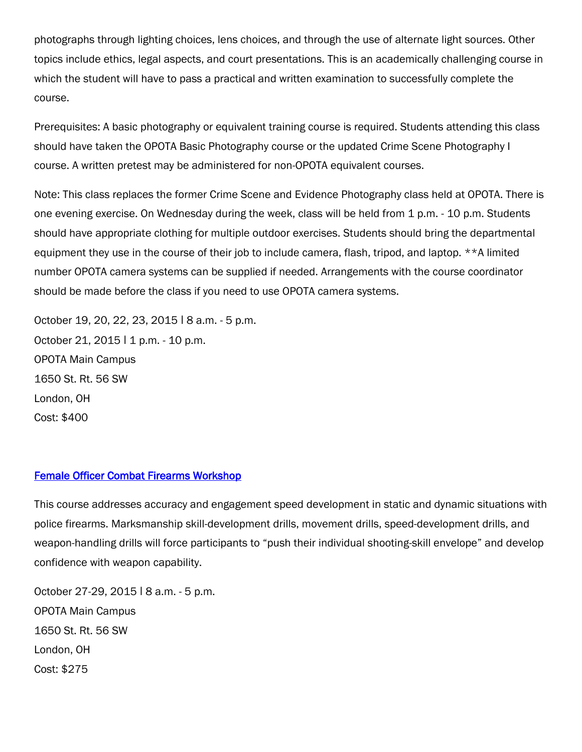photographs through lighting choices, lens choices, and through the use of alternate light sources. Other topics include ethics, legal aspects, and court presentations. This is an academically challenging course in which the student will have to pass a practical and written examination to successfully complete the course.

Prerequisites: A basic photography or equivalent training course is required. Students attending this class should have taken the OPOTA Basic Photography course or the updated Crime Scene Photography I course. A written pretest may be administered for non-OPOTA equivalent courses.

Note: This class replaces the former Crime Scene and Evidence Photography class held at OPOTA. There is one evening exercise. On Wednesday during the week, class will be held from 1 p.m. - 10 p.m. Students should have appropriate clothing for multiple outdoor exercises. Students should bring the departmental equipment they use in the course of their job to include camera, flash, tripod, and laptop. **A limited number OPOTA camera systems can be supplied if needed. Arrangements with the course coordinator should be made before the class if you need to use OPOTA camera systems.

October 19, 20, 22, 23, 2015 | 8 a.m. - 5 p.m.
October 21, 2015 | 1 p.m. - 10 p.m.
OPOTA Main Campus
1650 St. Rt. 56 SW
London, OH
Cost: $400

## Female Officer Combat Firearms Workshop

This course addresses accuracy and engagement speed development in static and dynamic situations with police firearms. Marksmanship skill-development drills, movement drills, speed-development drills, and weapon-handling drills will force participants to “push their individual shooting-skill envelope” and develop confidence with weapon capability.

October 27-29, 2015 | 8 a.m. - 5 p.m.
OPOTA Main Campus
1650 St. Rt. 56 SW
London, OH
Cost: $275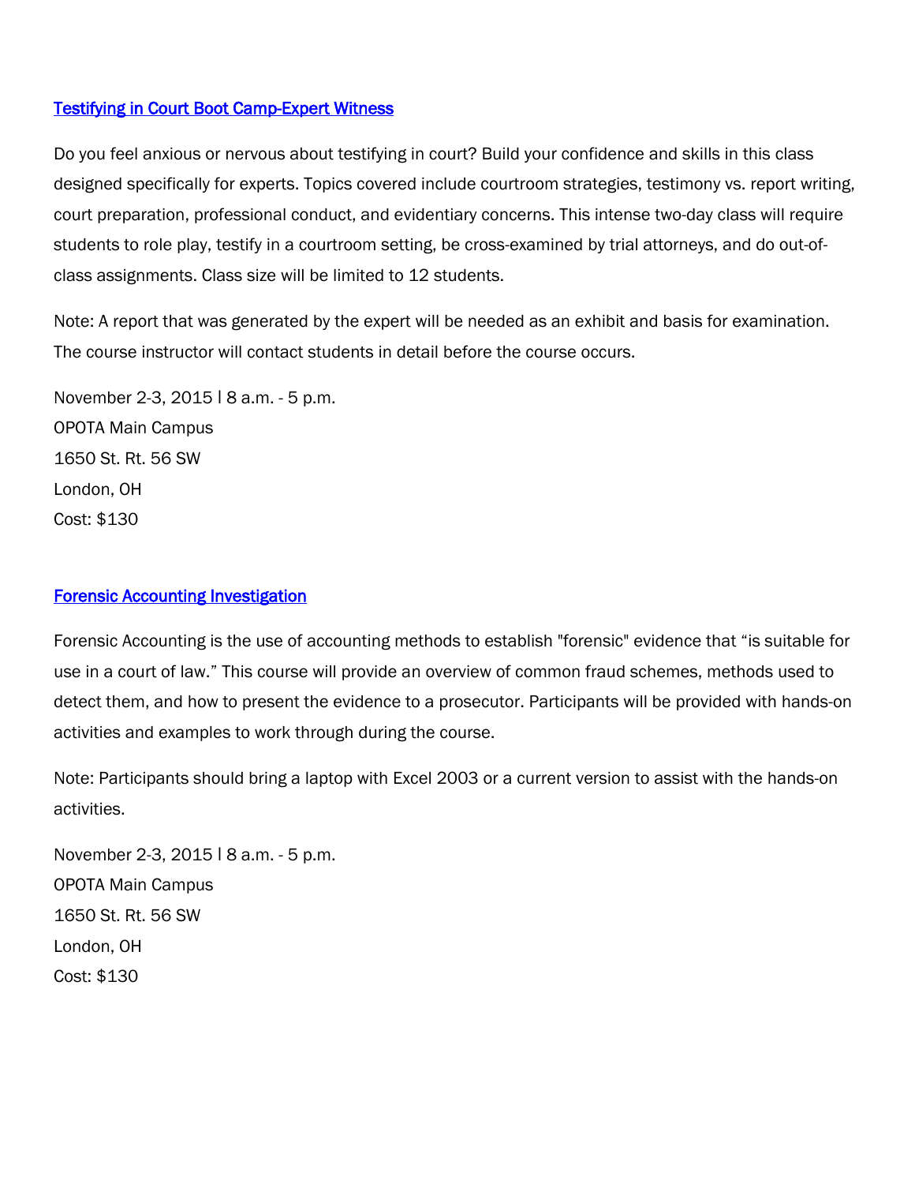## Testifying in Court Boot Camp-Expert Witness

Do you feel anxious or nervous about testifying in court? Build your confidence and skills in this class designed specifically for experts. Topics covered include courtroom strategies, testimony vs. report writing, court preparation, professional conduct, and evidentiary concerns. This intense two-day class will require students to role play, testify in a courtroom setting, be cross-examined by trial attorneys, and do out-of-class assignments. Class size will be limited to 12 students.

Note: A report that was generated by the expert will be needed as an exhibit and basis for examination. The course instructor will contact students in detail before the course occurs.

November 2-3, 2015 | 8 a.m. - 5 p.m.
OPOTA Main Campus
1650 St. Rt. 56 SW
London, OH
Cost: $130

## Forensic Accounting Investigation

Forensic Accounting is the use of accounting methods to establish "forensic" evidence that "is suitable for use in a court of law." This course will provide an overview of common fraud schemes, methods used to detect them, and how to present the evidence to a prosecutor. Participants will be provided with hands-on activities and examples to work through during the course.

Note: Participants should bring a laptop with Excel 2003 or a current version to assist with the hands-on activities.

November 2-3, 2015 | 8 a.m. - 5 p.m.
OPOTA Main Campus
1650 St. Rt. 56 SW
London, OH
Cost: $130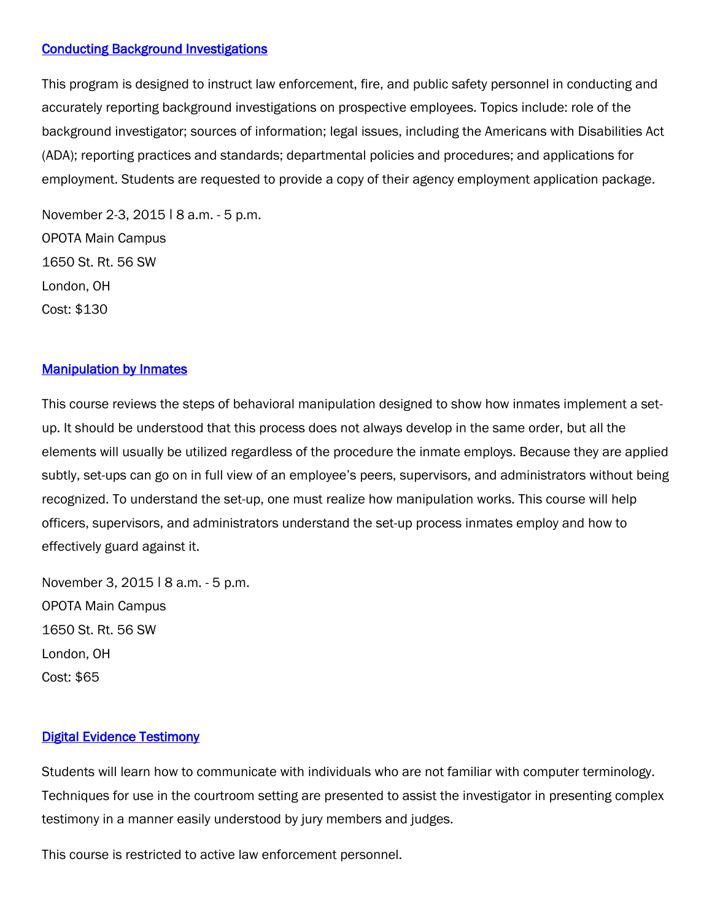### [Conducting Background Investigations]()

This program is designed to instruct law enforcement, fire, and public safety personnel in conducting and accurately reporting background investigations on prospective employees. Topics include: role of the background investigator; sources of information; legal issues, including the Americans with Disabilities Act (ADA); reporting practices and standards; departmental policies and procedures; and applications for employment. Students are requested to provide a copy of their agency employment application package.

November 2-3, 2015 l 8 a.m. - 5 p.m.  
OPOTA Main Campus  
1650 St. Rt. 56 SW  
London, OH  
Cost: $130

### [Manipulation by Inmates]()

This course reviews the steps of behavioral manipulation designed to show how inmates implement a set-up. It should be understood that this process does not always develop in the same order, but all the elements will usually be utilized regardless of the procedure the inmate employs. Because they are applied subtly, set-ups can go on in full view of an employee's peers, supervisors, and administrators without being recognized. To understand the set-up, one must realize how manipulation works. This course will help officers, supervisors, and administrators understand the set-up process inmates employ and how to effectively guard against it.

November 3, 2015 l 8 a.m. - 5 p.m.  
OPOTA Main Campus  
1650 St. Rt. 56 SW  
London, OH  
Cost: $65

### [Digital Evidence Testimony]()

Students will learn how to communicate with individuals who are not familiar with computer terminology. Techniques for use in the courtroom setting are presented to assist the investigator in presenting complex testimony in a manner easily understood by jury members and judges.

This course is restricted to active law enforcement personnel.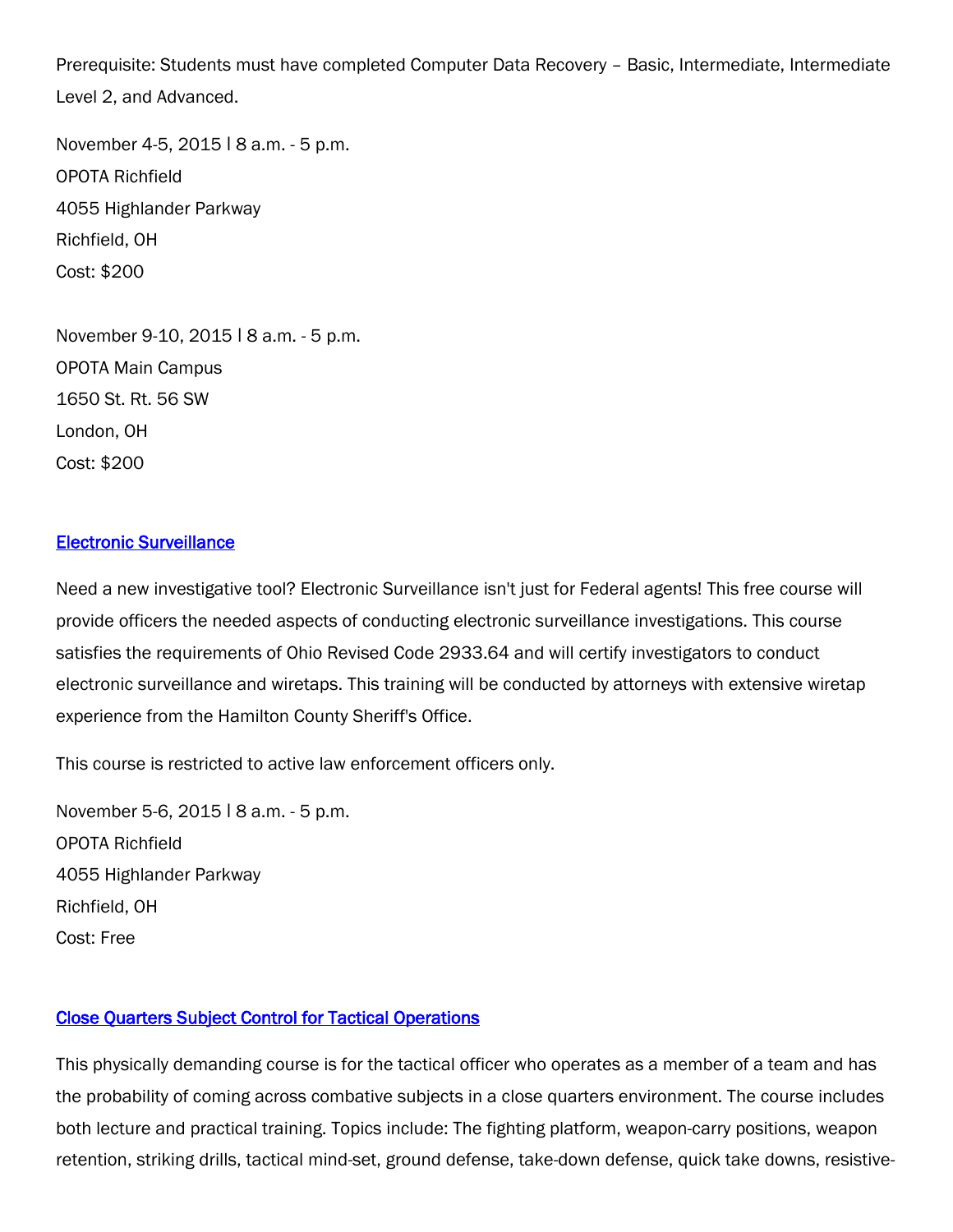Prerequisite: Students must have completed Computer Data Recovery – Basic, Intermediate, Intermediate Level 2, and Advanced.

November 4-5, 2015 | 8 a.m. - 5 p.m.
OPOTA Richfield
4055 Highlander Parkway
Richfield, OH
Cost: $200

November 9-10, 2015 | 8 a.m. - 5 p.m.
OPOTA Main Campus
1650 St. Rt. 56 SW
London, OH
Cost: $200

### Electronic Surveillance

Need a new investigative tool? Electronic Surveillance isn't just for Federal agents! This free course will provide officers the needed aspects of conducting electronic surveillance investigations. This course satisfies the requirements of Ohio Revised Code 2933.64 and will certify investigators to conduct electronic surveillance and wiretaps. This training will be conducted by attorneys with extensive wiretap experience from the Hamilton County Sheriff's Office.

This course is restricted to active law enforcement officers only.

November 5-6, 2015 | 8 a.m. - 5 p.m.
OPOTA Richfield
4055 Highlander Parkway
Richfield, OH
Cost: Free

### Close Quarters Subject Control for Tactical Operations

This physically demanding course is for the tactical officer who operates as a member of a team and has the probability of coming across combative subjects in a close quarters environment. The course includes both lecture and practical training. Topics include: The fighting platform, weapon-carry positions, weapon retention, striking drills, tactical mind-set, ground defense, take-down defense, quick take downs, resistive-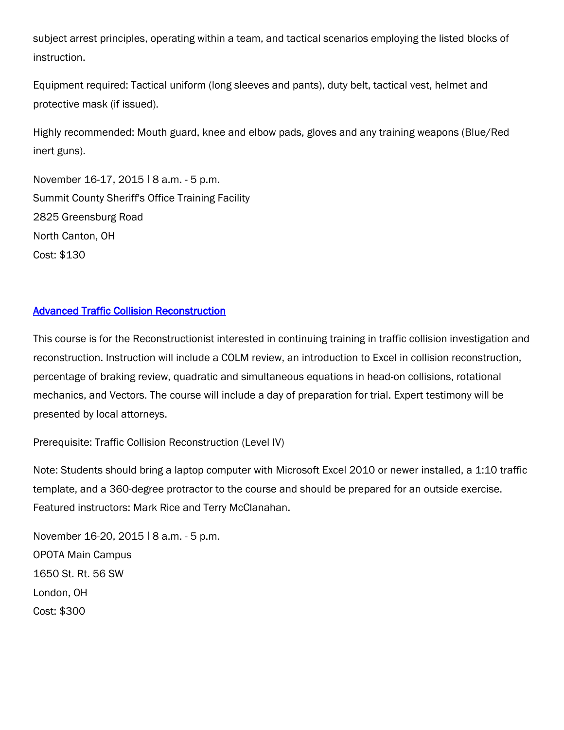subject arrest principles, operating within a team, and tactical scenarios employing the listed blocks of instruction.

Equipment required: Tactical uniform (long sleeves and pants), duty belt, tactical vest, helmet and protective mask (if issued).

Highly recommended: Mouth guard, knee and elbow pads, gloves and any training weapons (Blue/Red inert guns).

November 16-17, 2015 | 8 a.m. - 5 p.m.
Summit County Sheriff's Office Training Facility
2825 Greensburg Road
North Canton, OH
Cost: $130

## [Advanced Traffic Collision Reconstruction]()

This course is for the Reconstructionist interested in continuing training in traffic collision investigation and reconstruction. Instruction will include a COLM review, an introduction to Excel in collision reconstruction, percentage of braking review, quadratic and simultaneous equations in head-on collisions, rotational mechanics, and Vectors. The course will include a day of preparation for trial. Expert testimony will be presented by local attorneys.

Prerequisite: Traffic Collision Reconstruction (Level IV)

Note: Students should bring a laptop computer with Microsoft Excel 2010 or newer installed, a 1:10 traffic template, and a 360-degree protractor to the course and should be prepared for an outside exercise. Featured instructors: Mark Rice and Terry McClanahan.

November 16-20, 2015 | 8 a.m. - 5 p.m.
OPOTA Main Campus
1650 St. Rt. 56 SW
London, OH
Cost: $300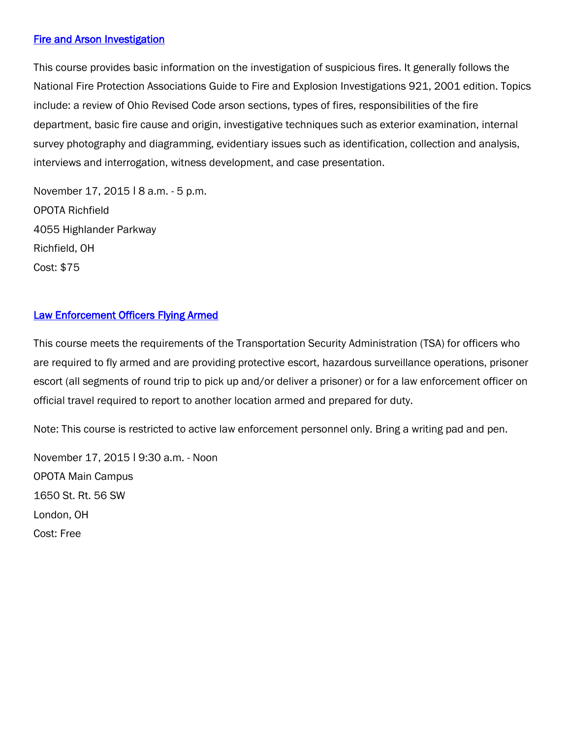### [Fire and Arson Investigation]

This course provides basic information on the investigation of suspicious fires. It generally follows the National Fire Protection Associations Guide to Fire and Explosion Investigations 921, 2001 edition. Topics include: a review of Ohio Revised Code arson sections, types of fires, responsibilities of the fire department, basic fire cause and origin, investigative techniques such as exterior examination, internal survey photography and diagramming, evidentiary issues such as identification, collection and analysis, interviews and interrogation, witness development, and case presentation.

November 17, 2015 l 8 a.m. - 5 p.m.
OPOTA Richfield
4055 Highlander Parkway
Richfield, OH
Cost: $75

### [Law Enforcement Officers Flying Armed]

This course meets the requirements of the Transportation Security Administration (TSA) for officers who are required to fly armed and are providing protective escort, hazardous surveillance operations, prisoner escort (all segments of round trip to pick up and/or deliver a prisoner) or for a law enforcement officer on official travel required to report to another location armed and prepared for duty.

Note: This course is restricted to active law enforcement personnel only. Bring a writing pad and pen.

November 17, 2015 l 9:30 a.m. - Noon
OPOTA Main Campus
1650 St. Rt. 56 SW
London, OH
Cost: Free